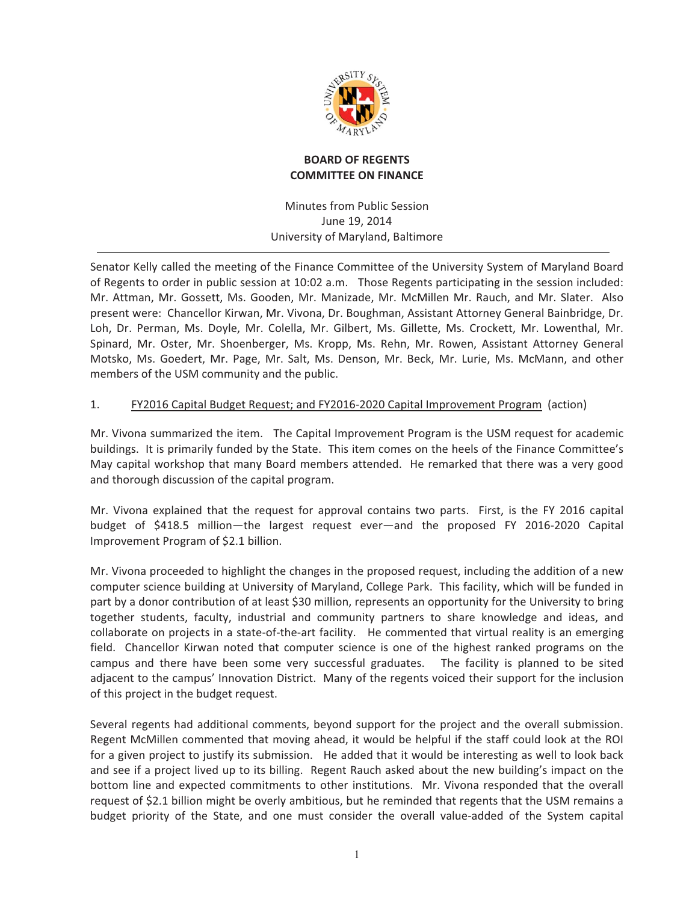**BOARD OF REGENTS**
**COMMITTEE ON FINANCE**

Minutes from Public Session
June 19, 2014
University of Maryland, Baltimore

---

Senator Kelly called the meeting of the Finance Committee of the University System of Maryland Board of Regents to order in public session at 10:02 a.m. Those Regents participating in the session included: Mr. Attman, Mr. Gossett, Ms. Gooden, Mr. Manizade, Mr. McMillen Mr. Rauch, and Mr. Slater. Also present were: Chancellor Kirwan, Mr. Vivona, Dr. Boughman, Assistant Attorney General Bainbridge, Dr. Loh, Dr. Perman, Ms. Doyle, Mr. Colella, Mr. Gilbert, Ms. Gillette, Ms. Crockett, Mr. Lowenthal, Mr. Spinard, Mr. Oster, Mr. Shoenberger, Ms. Kropp, Ms. Rehn, Mr. Rowen, Assistant Attorney General Motsko, Ms. Goedert, Mr. Page, Mr. Salt, Ms. Denson, Mr. Beck, Mr. Lurie, Ms. McMann, and other members of the USM community and the public.

1. FY2016 Capital Budget Request; and FY2016-2020 Capital Improvement Program (action)

Mr. Vivona summarized the item. The Capital Improvement Program is the USM request for academic buildings. It is primarily funded by the State. This item comes on the heels of the Finance Committee's May capital workshop that many Board members attended. He remarked that there was a very good and thorough discussion of the capital program.

Mr. Vivona explained that the request for approval contains two parts. First, is the FY 2016 capital budget of $418.5 million—the largest request ever—and the proposed FY 2016-2020 Capital Improvement Program of $2.1 billion.

Mr. Vivona proceeded to highlight the changes in the proposed request, including the addition of a new computer science building at University of Maryland, College Park. This facility, which will be funded in part by a donor contribution of at least $30 million, represents an opportunity for the University to bring together students, faculty, industrial and community partners to share knowledge and ideas, and collaborate on projects in a state-of-the-art facility. He commented that virtual reality is an emerging field. Chancellor Kirwan noted that computer science is one of the highest ranked programs on the campus and there have been some very successful graduates. The facility is planned to be sited adjacent to the campus' Innovation District. Many of the regents voiced their support for the inclusion of this project in the budget request.

Several regents had additional comments, beyond support for the project and the overall submission. Regent McMillen commented that moving ahead, it would be helpful if the staff could look at the ROI for a given project to justify its submission. He added that it would be interesting as well to look back and see if a project lived up to its billing. Regent Rauch asked about the new building's impact on the bottom line and expected commitments to other institutions. Mr. Vivona responded that the overall request of $2.1 billion might be overly ambitious, but he reminded that regents that the USM remains a budget priority of the State, and one must consider the overall value-added of the System capital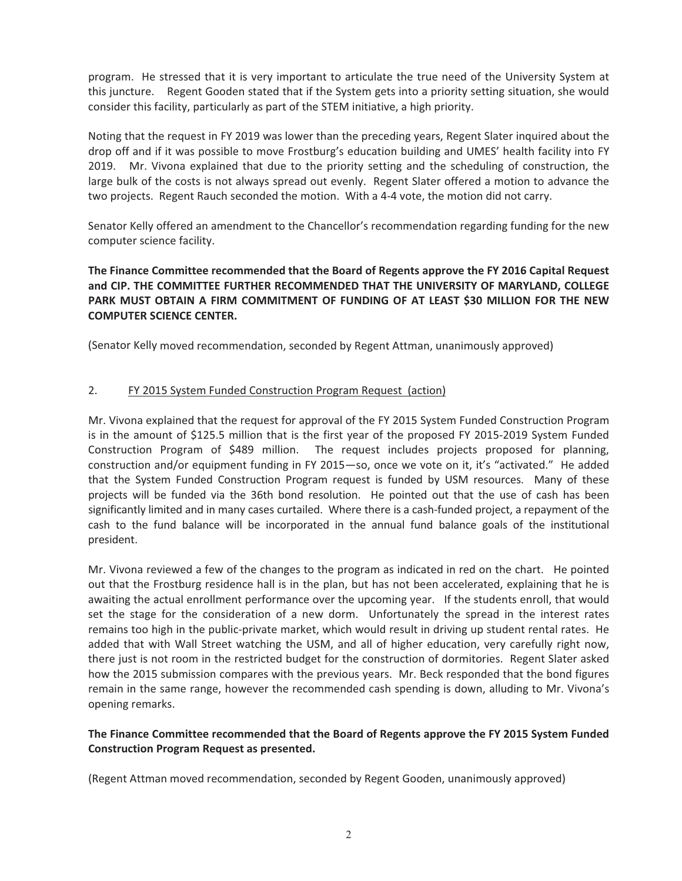program. He stressed that it is very important to articulate the true need of the University System at this juncture. Regent Gooden stated that if the System gets into a priority setting situation, she would consider this facility, particularly as part of the STEM initiative, a high priority.

Noting that the request in FY 2019 was lower than the preceding years, Regent Slater inquired about the drop off and if it was possible to move Frostburg's education building and UMES' health facility into FY 2019. Mr. Vivona explained that due to the priority setting and the scheduling of construction, the large bulk of the costs is not always spread out evenly. Regent Slater offered a motion to advance the two projects. Regent Rauch seconded the motion. With a 4-4 vote, the motion did not carry.

Senator Kelly offered an amendment to the Chancellor's recommendation regarding funding for the new computer science facility.

**The Finance Committee recommended that the Board of Regents approve the FY 2016 Capital Request and CIP. THE COMMITTEE FURTHER RECOMMENDED THAT THE UNIVERSITY OF MARYLAND, COLLEGE PARK MUST OBTAIN A FIRM COMMITMENT OF FUNDING OF AT LEAST $30 MILLION FOR THE NEW COMPUTER SCIENCE CENTER.**

(Senator Kelly moved recommendation, seconded by Regent Attman, unanimously approved)

2. <u>FY 2015 System Funded Construction Program Request (action)</u>

Mr. Vivona explained that the request for approval of the FY 2015 System Funded Construction Program is in the amount of $125.5 million that is the first year of the proposed FY 2015-2019 System Funded Construction Program of $489 million. The request includes projects proposed for planning, construction and/or equipment funding in FY 2015—so, once we vote on it, it's "activated." He added that the System Funded Construction Program request is funded by USM resources. Many of these projects will be funded via the 36th bond resolution. He pointed out that the use of cash has been significantly limited and in many cases curtailed. Where there is a cash-funded project, a repayment of the cash to the fund balance will be incorporated in the annual fund balance goals of the institutional president.

Mr. Vivona reviewed a few of the changes to the program as indicated in red on the chart. He pointed out that the Frostburg residence hall is in the plan, but has not been accelerated, explaining that he is awaiting the actual enrollment performance over the upcoming year. If the students enroll, that would set the stage for the consideration of a new dorm. Unfortunately the spread in the interest rates remains too high in the public-private market, which would result in driving up student rental rates. He added that with Wall Street watching the USM, and all of higher education, very carefully right now, there just is not room in the restricted budget for the construction of dormitories. Regent Slater asked how the 2015 submission compares with the previous years. Mr. Beck responded that the bond figures remain in the same range, however the recommended cash spending is down, alluding to Mr. Vivona's opening remarks.

**The Finance Committee recommended that the Board of Regents approve the FY 2015 System Funded Construction Program Request as presented.**

(Regent Attman moved recommendation, seconded by Regent Gooden, unanimously approved)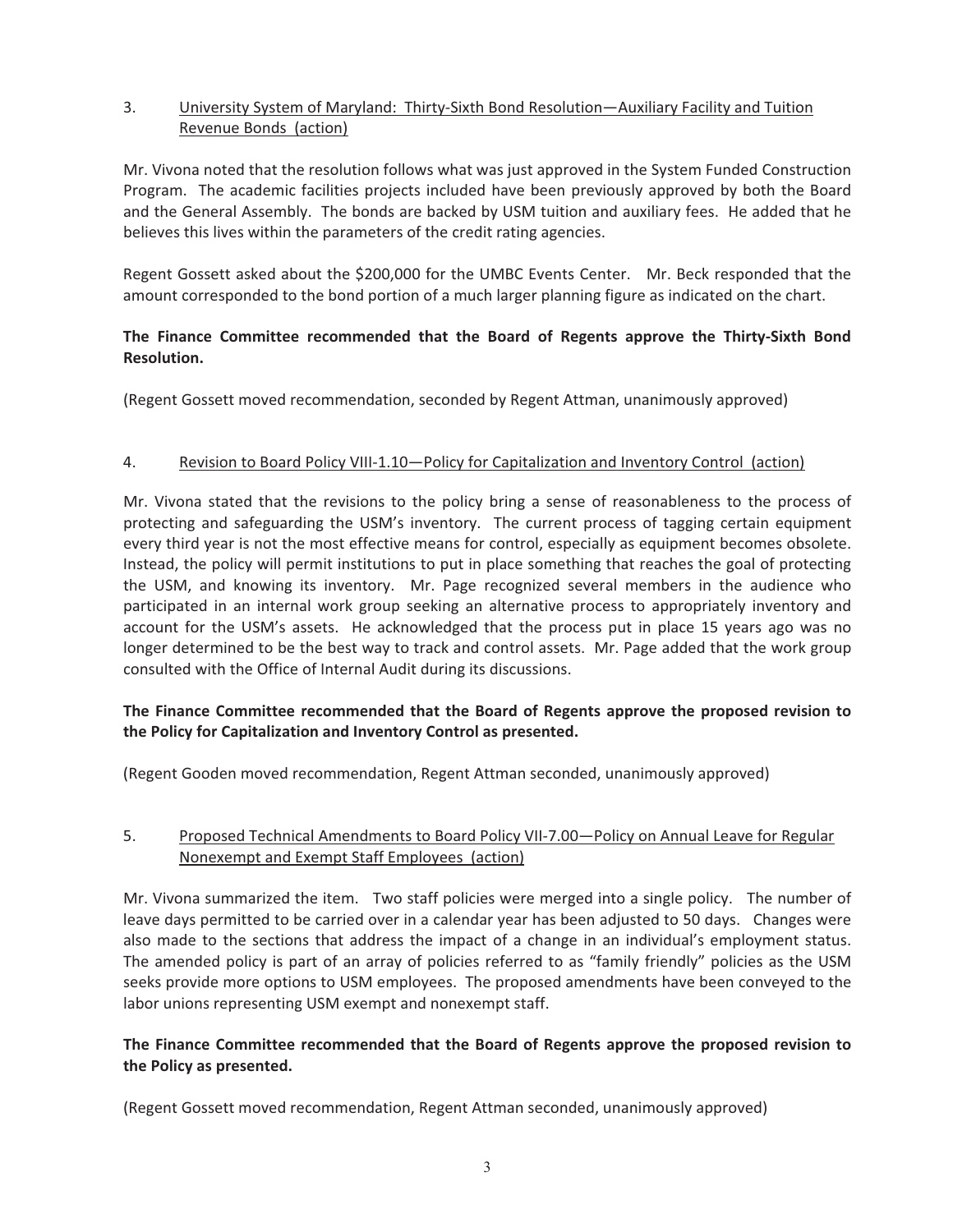3. University System of Maryland: Thirty-Sixth Bond Resolution—Auxiliary Facility and Tuition Revenue Bonds (action)

Mr. Vivona noted that the resolution follows what was just approved in the System Funded Construction Program. The academic facilities projects included have been previously approved by both the Board and the General Assembly. The bonds are backed by USM tuition and auxiliary fees. He added that he believes this lives within the parameters of the credit rating agencies.

Regent Gossett asked about the $200,000 for the UMBC Events Center. Mr. Beck responded that the amount corresponded to the bond portion of a much larger planning figure as indicated on the chart.

**The Finance Committee recommended that the Board of Regents approve the Thirty-Sixth Bond Resolution.**

(Regent Gossett moved recommendation, seconded by Regent Attman, unanimously approved)

4. Revision to Board Policy VIII-1.10—Policy for Capitalization and Inventory Control (action)

Mr. Vivona stated that the revisions to the policy bring a sense of reasonableness to the process of protecting and safeguarding the USM's inventory. The current process of tagging certain equipment every third year is not the most effective means for control, especially as equipment becomes obsolete. Instead, the policy will permit institutions to put in place something that reaches the goal of protecting the USM, and knowing its inventory. Mr. Page recognized several members in the audience who participated in an internal work group seeking an alternative process to appropriately inventory and account for the USM's assets. He acknowledged that the process put in place 15 years ago was no longer determined to be the best way to track and control assets. Mr. Page added that the work group consulted with the Office of Internal Audit during its discussions.

**The Finance Committee recommended that the Board of Regents approve the proposed revision to the Policy for Capitalization and Inventory Control as presented.**

(Regent Gooden moved recommendation, Regent Attman seconded, unanimously approved)

5. Proposed Technical Amendments to Board Policy VII-7.00—Policy on Annual Leave for Regular Nonexempt and Exempt Staff Employees (action)

Mr. Vivona summarized the item. Two staff policies were merged into a single policy. The number of leave days permitted to be carried over in a calendar year has been adjusted to 50 days. Changes were also made to the sections that address the impact of a change in an individual's employment status. The amended policy is part of an array of policies referred to as "family friendly" policies as the USM seeks provide more options to USM employees. The proposed amendments have been conveyed to the labor unions representing USM exempt and nonexempt staff.

**The Finance Committee recommended that the Board of Regents approve the proposed revision to the Policy as presented.**

(Regent Gossett moved recommendation, Regent Attman seconded, unanimously approved)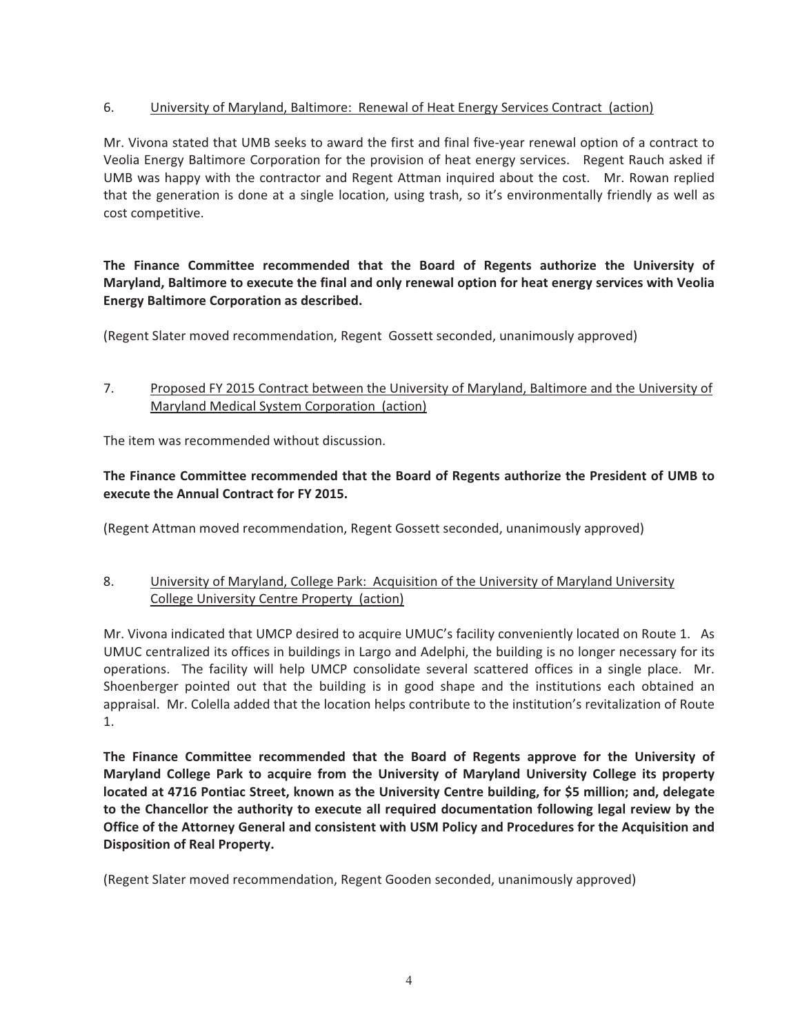6. University of Maryland, Baltimore: Renewal of Heat Energy Services Contract (action)

Mr. Vivona stated that UMB seeks to award the first and final five-year renewal option of a contract to Veolia Energy Baltimore Corporation for the provision of heat energy services. Regent Rauch asked if UMB was happy with the contractor and Regent Attman inquired about the cost. Mr. Rowan replied that the generation is done at a single location, using trash, so it's environmentally friendly as well as cost competitive.

**The Finance Committee recommended that the Board of Regents authorize the University of Maryland, Baltimore to execute the final and only renewal option for heat energy services with Veolia Energy Baltimore Corporation as described.**

(Regent Slater moved recommendation, Regent Gossett seconded, unanimously approved)

7. Proposed FY 2015 Contract between the University of Maryland, Baltimore and the University of Maryland Medical System Corporation (action)

The item was recommended without discussion.

**The Finance Committee recommended that the Board of Regents authorize the President of UMB to execute the Annual Contract for FY 2015.**

(Regent Attman moved recommendation, Regent Gossett seconded, unanimously approved)

8. University of Maryland, College Park: Acquisition of the University of Maryland University College University Centre Property (action)

Mr. Vivona indicated that UMCP desired to acquire UMUC's facility conveniently located on Route 1. As UMUC centralized its offices in buildings in Largo and Adelphi, the building is no longer necessary for its operations. The facility will help UMCP consolidate several scattered offices in a single place. Mr. Shoenberger pointed out that the building is in good shape and the institutions each obtained an appraisal. Mr. Colella added that the location helps contribute to the institution's revitalization of Route 1.

**The Finance Committee recommended that the Board of Regents approve for the University of Maryland College Park to acquire from the University of Maryland University College its property located at 4716 Pontiac Street, known as the University Centre building, for $5 million; and, delegate to the Chancellor the authority to execute all required documentation following legal review by the Office of the Attorney General and consistent with USM Policy and Procedures for the Acquisition and Disposition of Real Property.**

(Regent Slater moved recommendation, Regent Gooden seconded, unanimously approved)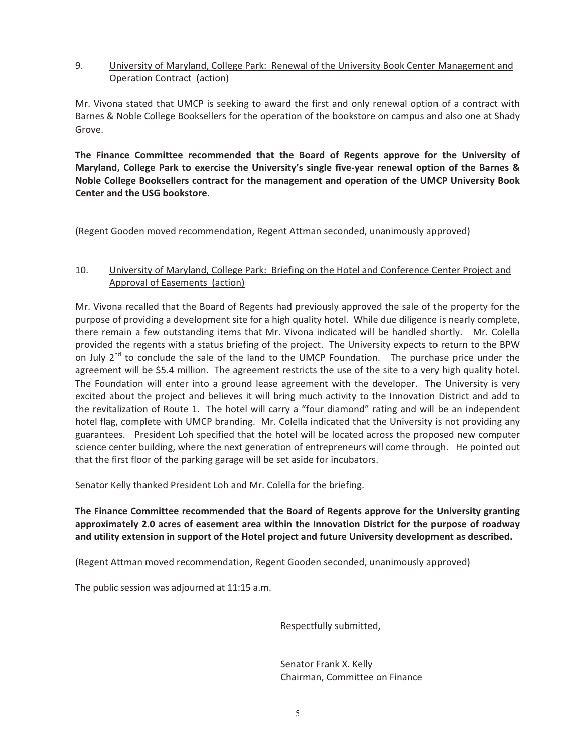9. University of Maryland, College Park: Renewal of the University Book Center Management and Operation Contract (action)

Mr. Vivona stated that UMCP is seeking to award the first and only renewal option of a contract with Barnes & Noble College Booksellers for the operation of the bookstore on campus and also one at Shady Grove.

**The Finance Committee recommended that the Board of Regents approve for the University of Maryland, College Park to exercise the University's single five-year renewal option of the Barnes & Noble College Booksellers contract for the management and operation of the UMCP University Book Center and the USG bookstore.**

(Regent Gooden moved recommendation, Regent Attman seconded, unanimously approved)

10. University of Maryland, College Park: Briefing on the Hotel and Conference Center Project and Approval of Easements (action)

Mr. Vivona recalled that the Board of Regents had previously approved the sale of the property for the purpose of providing a development site for a high quality hotel. While due diligence is nearly complete, there remain a few outstanding items that Mr. Vivona indicated will be handled shortly. Mr. Colella provided the regents with a status briefing of the project. The University expects to return to the BPW on July 2nd to conclude the sale of the land to the UMCP Foundation. The purchase price under the agreement will be $5.4 million. The agreement restricts the use of the site to a very high quality hotel. The Foundation will enter into a ground lease agreement with the developer. The University is very excited about the project and believes it will bring much activity to the Innovation District and add to the revitalization of Route 1. The hotel will carry a "four diamond" rating and will be an independent hotel flag, complete with UMCP branding. Mr. Colella indicated that the University is not providing any guarantees. President Loh specified that the hotel will be located across the proposed new computer science center building, where the next generation of entrepreneurs will come through. He pointed out that the first floor of the parking garage will be set aside for incubators.

Senator Kelly thanked President Loh and Mr. Colella for the briefing.

**The Finance Committee recommended that the Board of Regents approve for the University granting approximately 2.0 acres of easement area within the Innovation District for the purpose of roadway and utility extension in support of the Hotel project and future University development as described.**

(Regent Attman moved recommendation, Regent Gooden seconded, unanimously approved)

The public session was adjourned at 11:15 a.m.

Respectfully submitted,

Senator Frank X. Kelly
Chairman, Committee on Finance